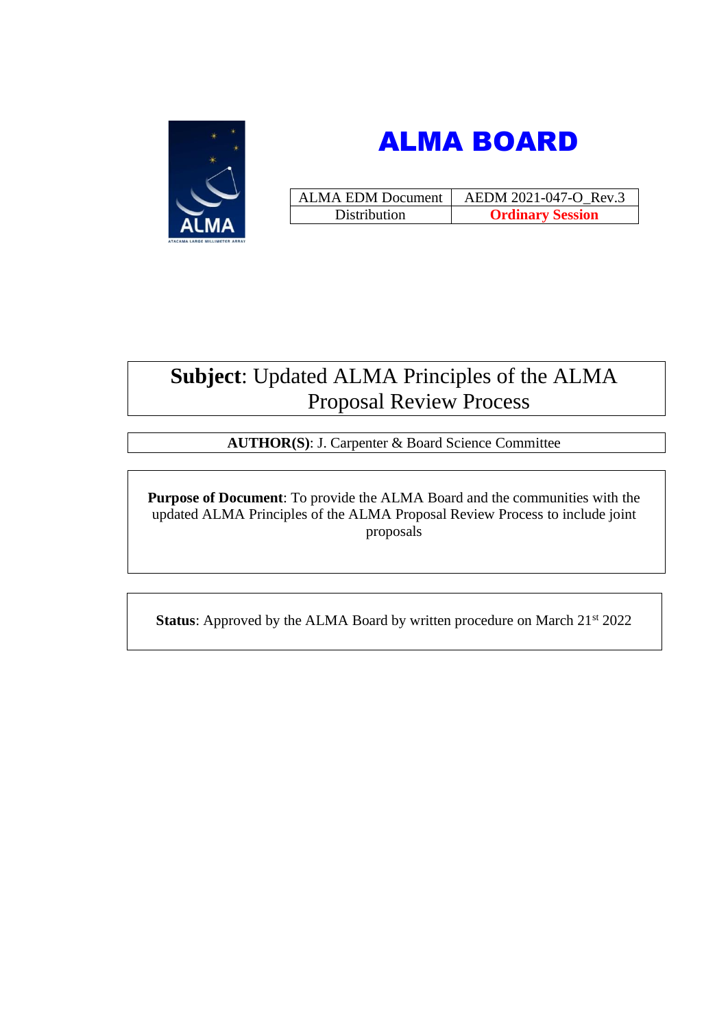# ALMA BOARD

| ALMA EDM Document | AEDM 2021-047-O_Rev.3 |
| --- | --- |
| Distribution | **Ordinary Session** |

**Subject**: Updated ALMA Principles of the ALMA Proposal Review Process

**AUTHOR(S)**: J. Carpenter & Board Science Committee

**Purpose of Document**: To provide the ALMA Board and the communities with the updated ALMA Principles of the ALMA Proposal Review Process to include joint proposals

**Status**: Approved by the ALMA Board by written procedure on March 21st 2022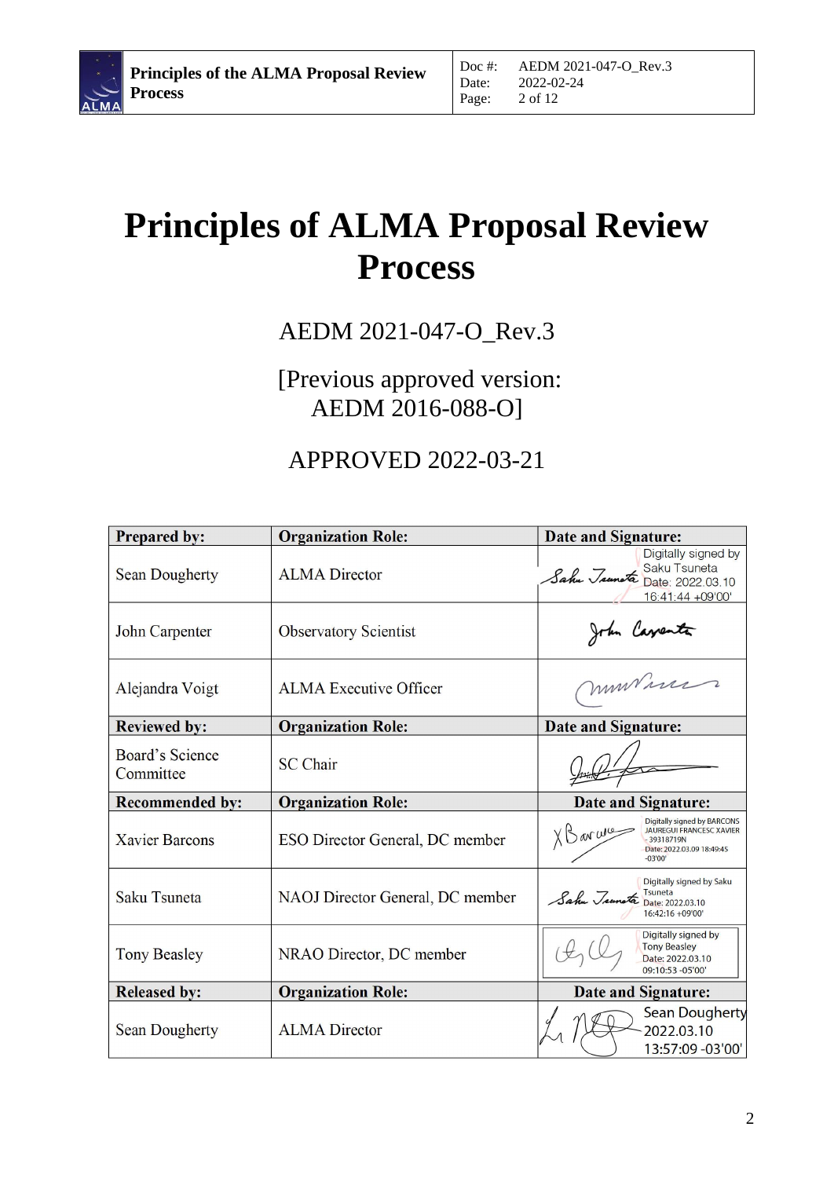# Principles of ALMA Proposal Review Process

AEDM 2021-047-O_Rev.3

[Previous approved version: AEDM 2016-088-O]

APPROVED 2022-03-21

| Prepared by: | Organization Role: | Date and Signature: |
|---|---|---|
| Sean Dougherty | ALMA Director | Digitally signed by Saku Tsuneta Date: 2022.03.10 16:41:44 +09'00' |
| John Carpenter | Observatory Scientist | |
| Alejandra Voigt | ALMA Executive Officer | |
| **Reviewed by:** | **Organization Role:** | **Date and Signature:** |
| Board's Science Committee | SC Chair | |
| **Recommended by:** | **Organization Role:** | **Date and Signature:** |
| Xavier Barcons | ESO Director General, DC member | Digitally signed by BARCONS JAUREGUI FRANCESC XAVIER - 39318719N Date: 2022.03.09 18:49:45 -03'00' |
| Saku Tsuneta | NAOJ Director General, DC member | Digitally signed by Saku Tsuneta Date: 2022.03.10 16:42:16 +09'00' |
| Tony Beasley | NRAO Director, DC member | Digitally signed by Tony Beasley Date: 2022.03.10 09:10:53 -05'00' |
| **Released by:** | **Organization Role:** | **Date and Signature:** |
| Sean Dougherty | ALMA Director | Sean Dougherty 2022.03.10 13:57:09 -03'00' |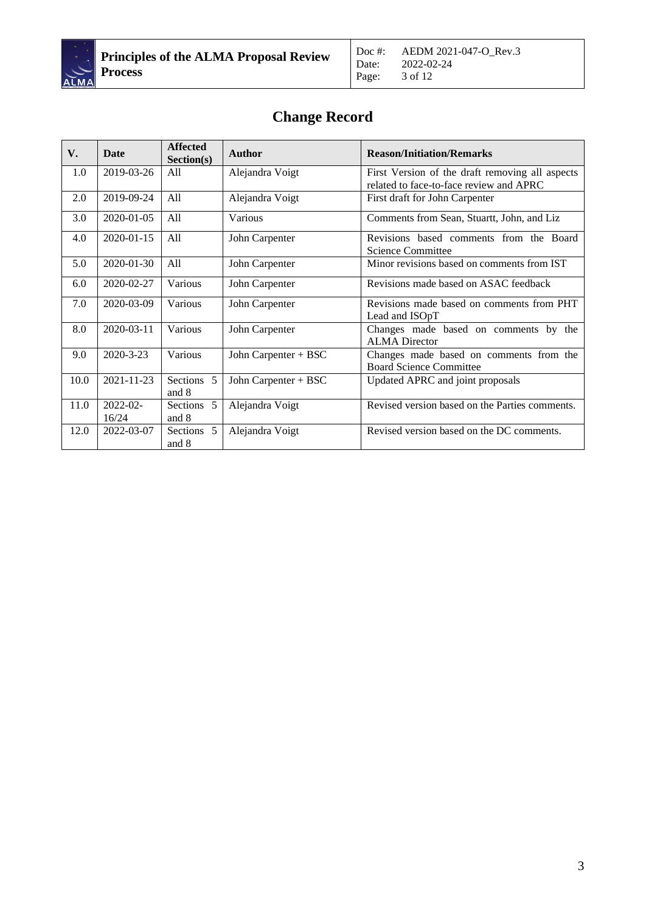# Change Record

| V. | Date | Affected Section(s) | Author | Reason/Initiation/Remarks |
|---|---|---|---|---|
| 1.0 | 2019-03-26 | All | Alejandra Voigt | First Version of the draft removing all aspects related to face-to-face review and APRC |
| 2.0 | 2019-09-24 | All | Alejandra Voigt | First draft for John Carpenter |
| 3.0 | 2020-01-05 | All | Various | Comments from Sean, Stuartt, John, and Liz |
| 4.0 | 2020-01-15 | All | John Carpenter | Revisions based comments from the Board Science Committee |
| 5.0 | 2020-01-30 | All | John Carpenter | Minor revisions based on comments from IST |
| 6.0 | 2020-02-27 | Various | John Carpenter | Revisions made based on ASAC feedback |
| 7.0 | 2020-03-09 | Various | John Carpenter | Revisions made based on comments from PHT Lead and ISOpT |
| 8.0 | 2020-03-11 | Various | John Carpenter | Changes made based on comments by the ALMA Director |
| 9.0 | 2020-3-23 | Various | John Carpenter + BSC | Changes made based on comments from the Board Science Committee |
| 10.0 | 2021-11-23 | Sections 5 and 8 | John Carpenter + BSC | Updated APRC and joint proposals |
| 11.0 | 2022-02-16/24 | Sections 5 and 8 | Alejandra Voigt | Revised version based on the Parties comments. |
| 12.0 | 2022-03-07 | Sections 5 and 8 | Alejandra Voigt | Revised version based on the DC comments. |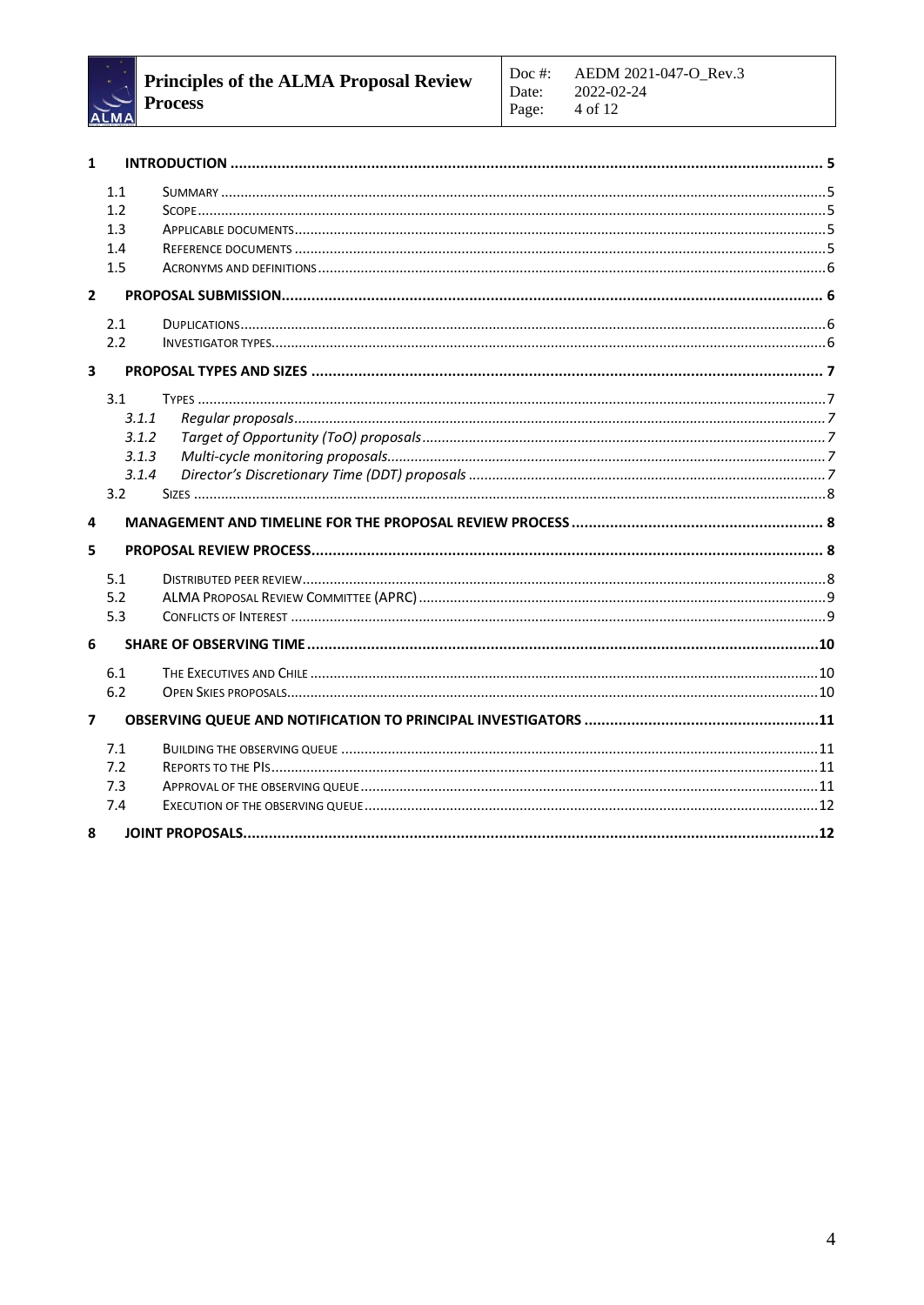1 INTRODUCTION ........ 5

- 1.1 SUMMARY ........ 5
- 1.2 SCOPE ........ 5
- 1.3 APPLICABLE DOCUMENTS ........ 5
- 1.4 REFERENCE DOCUMENTS ........ 5
- 1.5 ACRONYMS AND DEFINITIONS ........ 6

2 PROPOSAL SUBMISSION ........ 6

- 2.1 DUPLICATIONS ........ 6
- 2.2 INVESTIGATOR TYPES ........ 6

3 PROPOSAL TYPES AND SIZES ........ 7

- 3.1 TYPES ........ 7
  - *3.1.1 Regular proposals ........ 7*
  - *3.1.2 Target of Opportunity (ToO) proposals ........ 7*
  - *3.1.3 Multi-cycle monitoring proposals ........ 7*
  - *3.1.4 Director's Discretionary Time (DDT) proposals ........ 7*
- 3.2 SIZES ........ 8

4 MANAGEMENT AND TIMELINE FOR THE PROPOSAL REVIEW PROCESS ........ 8

5 PROPOSAL REVIEW PROCESS ........ 8

- 5.1 DISTRIBUTED PEER REVIEW ........ 8
- 5.2 ALMA PROPOSAL REVIEW COMMITTEE (APRC) ........ 9
- 5.3 CONFLICTS OF INTEREST ........ 9

6 SHARE OF OBSERVING TIME ........ 10

- 6.1 THE EXECUTIVES AND CHILE ........ 10
- 6.2 OPEN SKIES PROPOSALS ........ 10

7 OBSERVING QUEUE AND NOTIFICATION TO PRINCIPAL INVESTIGATORS ........ 11

- 7.1 BUILDING THE OBSERVING QUEUE ........ 11
- 7.2 REPORTS TO THE PIS ........ 11
- 7.3 APPROVAL OF THE OBSERVING QUEUE ........ 11
- 7.4 EXECUTION OF THE OBSERVING QUEUE ........ 12

8 JOINT PROPOSALS ........ 12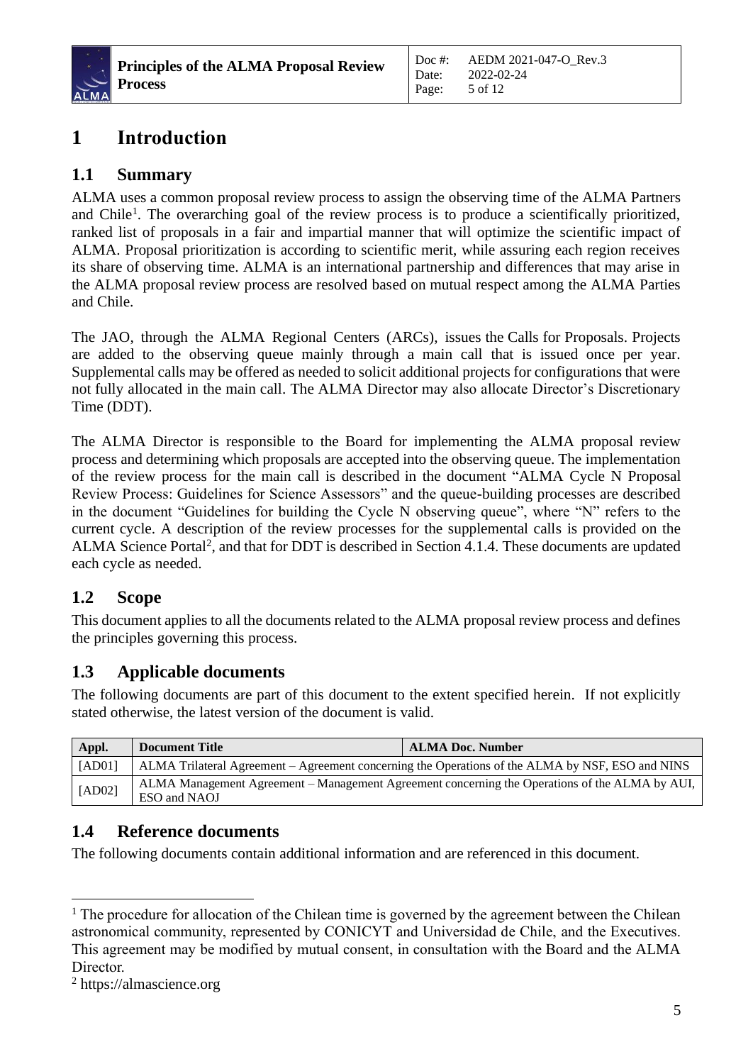# 1 Introduction

## 1.1 Summary

ALMA uses a common proposal review process to assign the observing time of the ALMA Partners and Chile[1]. The overarching goal of the review process is to produce a scientifically prioritized, ranked list of proposals in a fair and impartial manner that will optimize the scientific impact of ALMA. Proposal prioritization is according to scientific merit, while assuring each region receives its share of observing time. ALMA is an international partnership and differences that may arise in the ALMA proposal review process are resolved based on mutual respect among the ALMA Parties and Chile.

The JAO, through the ALMA Regional Centers (ARCs), issues the Calls for Proposals. Projects are added to the observing queue mainly through a main call that is issued once per year. Supplemental calls may be offered as needed to solicit additional projects for configurations that were not fully allocated in the main call. The ALMA Director may also allocate Director's Discretionary Time (DDT).

The ALMA Director is responsible to the Board for implementing the ALMA proposal review process and determining which proposals are accepted into the observing queue. The implementation of the review process for the main call is described in the document "ALMA Cycle N Proposal Review Process: Guidelines for Science Assessors" and the queue-building processes are described in the document "Guidelines for building the Cycle N observing queue", where "N" refers to the current cycle. A description of the review processes for the supplemental calls is provided on the ALMA Science Portal[2], and that for DDT is described in Section 4.1.4. These documents are updated each cycle as needed.

## 1.2 Scope

This document applies to all the documents related to the ALMA proposal review process and defines the principles governing this process.

## 1.3 Applicable documents

The following documents are part of this document to the extent specified herein. If not explicitly stated otherwise, the latest version of the document is valid.

| Appl. | Document Title | ALMA Doc. Number |
|---|---|---|
| [AD01] | ALMA Trilateral Agreement – Agreement concerning the Operations of the ALMA by NSF, ESO and NINS | |
| [AD02] | ALMA Management Agreement – Management Agreement concerning the Operations of the ALMA by AUI, ESO and NAOJ | |

## 1.4 Reference documents

The following documents contain additional information and are referenced in this document.

---

[1] The procedure for allocation of the Chilean time is governed by the agreement between the Chilean astronomical community, represented by CONICYT and Universidad de Chile, and the Executives. This agreement may be modified by mutual consent, in consultation with the Board and the ALMA Director.

[2] https://almascience.org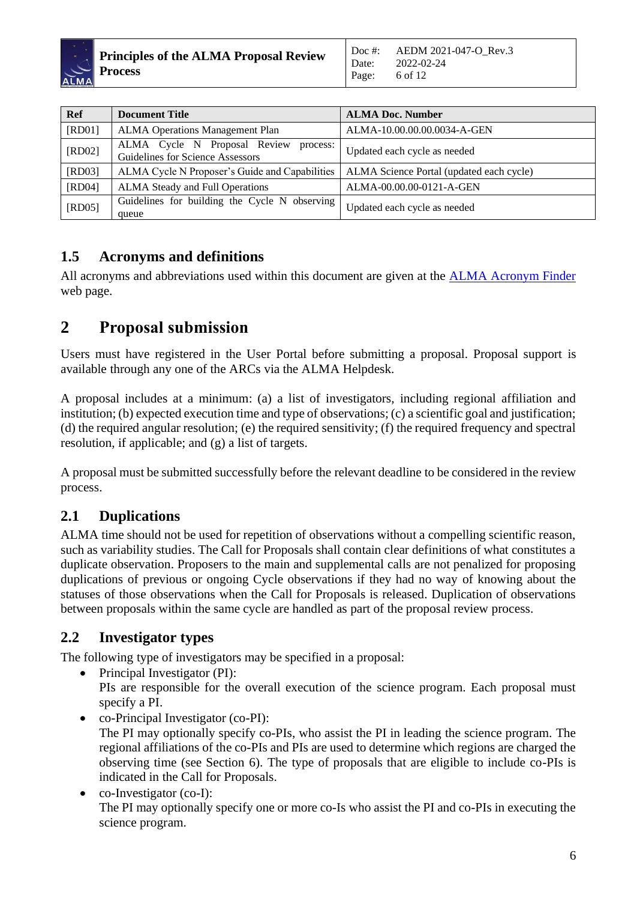| Ref | Document Title | ALMA Doc. Number |
|---|---|---|
| [RD01] | ALMA Operations Management Plan | ALMA-10.00.00.00.0034-A-GEN |
| [RD02] | ALMA Cycle N Proposal Review process: Guidelines for Science Assessors | Updated each cycle as needed |
| [RD03] | ALMA Cycle N Proposer's Guide and Capabilities | ALMA Science Portal (updated each cycle) |
| [RD04] | ALMA Steady and Full Operations | ALMA-00.00.00-0121-A-GEN |
| [RD05] | Guidelines for building the Cycle N observing queue | Updated each cycle as needed |

## 1.5 Acronyms and definitions

All acronyms and abbreviations used within this document are given at the ALMA Acronym Finder web page.

# 2 Proposal submission

Users must have registered in the User Portal before submitting a proposal. Proposal support is available through any one of the ARCs via the ALMA Helpdesk.

A proposal includes at a minimum: (a) a list of investigators, including regional affiliation and institution; (b) expected execution time and type of observations; (c) a scientific goal and justification; (d) the required angular resolution; (e) the required sensitivity; (f) the required frequency and spectral resolution, if applicable; and (g) a list of targets.

A proposal must be submitted successfully before the relevant deadline to be considered in the review process.

## 2.1 Duplications

ALMA time should not be used for repetition of observations without a compelling scientific reason, such as variability studies. The Call for Proposals shall contain clear definitions of what constitutes a duplicate observation. Proposers to the main and supplemental calls are not penalized for proposing duplications of previous or ongoing Cycle observations if they had no way of knowing about the statuses of those observations when the Call for Proposals is released. Duplication of observations between proposals within the same cycle are handled as part of the proposal review process.

## 2.2 Investigator types

The following type of investigators may be specified in a proposal:

- Principal Investigator (PI):
  PIs are responsible for the overall execution of the science program. Each proposal must specify a PI.
- co-Principal Investigator (co-PI):
  The PI may optionally specify co-PIs, who assist the PI in leading the science program. The regional affiliations of the co-PIs and PIs are used to determine which regions are charged the observing time (see Section 6). The type of proposals that are eligible to include co-PIs is indicated in the Call for Proposals.
- co-Investigator (co-I):
  The PI may optionally specify one or more co-Is who assist the PI and co-PIs in executing the science program.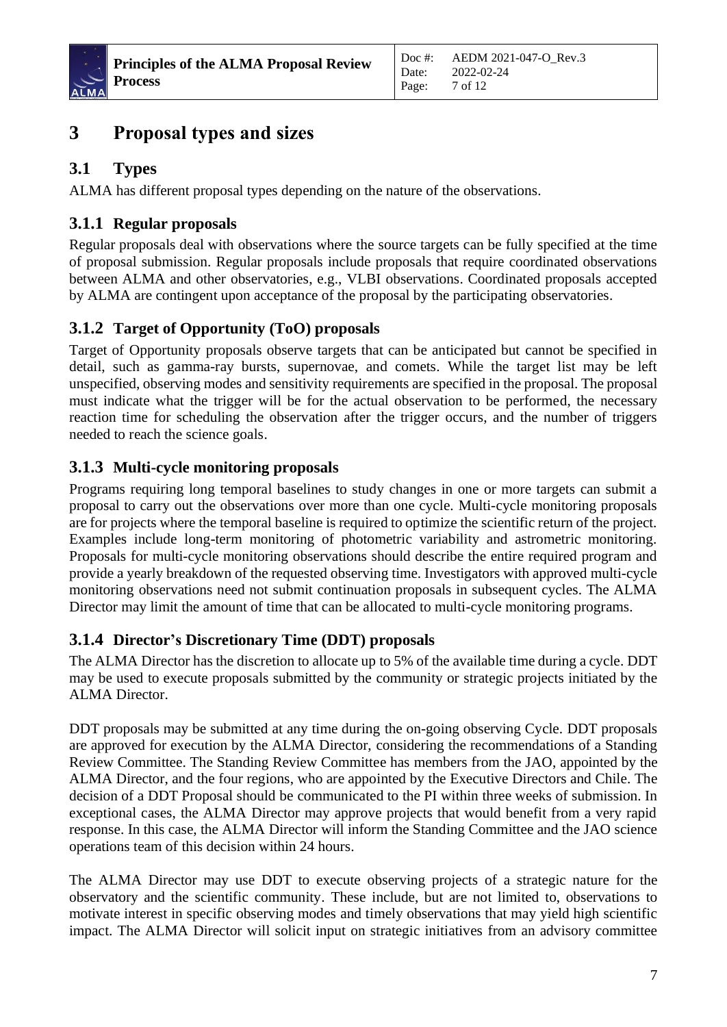# 3 Proposal types and sizes

## 3.1 Types

ALMA has different proposal types depending on the nature of the observations.

### 3.1.1 Regular proposals

Regular proposals deal with observations where the source targets can be fully specified at the time of proposal submission. Regular proposals include proposals that require coordinated observations between ALMA and other observatories, e.g., VLBI observations. Coordinated proposals accepted by ALMA are contingent upon acceptance of the proposal by the participating observatories.

### 3.1.2 Target of Opportunity (ToO) proposals

Target of Opportunity proposals observe targets that can be anticipated but cannot be specified in detail, such as gamma-ray bursts, supernovae, and comets. While the target list may be left unspecified, observing modes and sensitivity requirements are specified in the proposal. The proposal must indicate what the trigger will be for the actual observation to be performed, the necessary reaction time for scheduling the observation after the trigger occurs, and the number of triggers needed to reach the science goals.

### 3.1.3 Multi-cycle monitoring proposals

Programs requiring long temporal baselines to study changes in one or more targets can submit a proposal to carry out the observations over more than one cycle. Multi-cycle monitoring proposals are for projects where the temporal baseline is required to optimize the scientific return of the project. Examples include long-term monitoring of photometric variability and astrometric monitoring. Proposals for multi-cycle monitoring observations should describe the entire required program and provide a yearly breakdown of the requested observing time. Investigators with approved multi-cycle monitoring observations need not submit continuation proposals in subsequent cycles. The ALMA Director may limit the amount of time that can be allocated to multi-cycle monitoring programs.

### 3.1.4 Director's Discretionary Time (DDT) proposals

The ALMA Director has the discretion to allocate up to 5% of the available time during a cycle. DDT may be used to execute proposals submitted by the community or strategic projects initiated by the ALMA Director.

DDT proposals may be submitted at any time during the on-going observing Cycle. DDT proposals are approved for execution by the ALMA Director, considering the recommendations of a Standing Review Committee. The Standing Review Committee has members from the JAO, appointed by the ALMA Director, and the four regions, who are appointed by the Executive Directors and Chile. The decision of a DDT Proposal should be communicated to the PI within three weeks of submission. In exceptional cases, the ALMA Director may approve projects that would benefit from a very rapid response. In this case, the ALMA Director will inform the Standing Committee and the JAO science operations team of this decision within 24 hours.

The ALMA Director may use DDT to execute observing projects of a strategic nature for the observatory and the scientific community. These include, but are not limited to, observations to motivate interest in specific observing modes and timely observations that may yield high scientific impact. The ALMA Director will solicit input on strategic initiatives from an advisory committee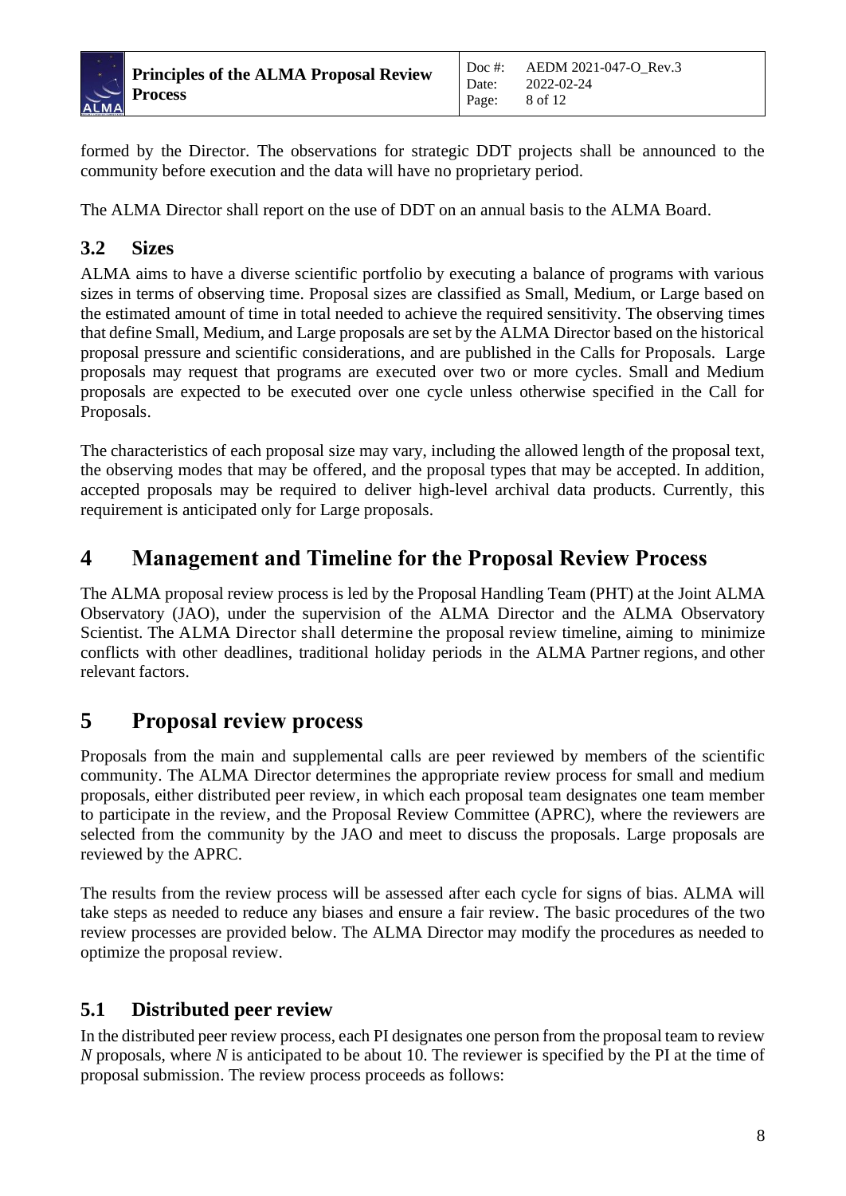formed by the Director. The observations for strategic DDT projects shall be announced to the community before execution and the data will have no proprietary period.

The ALMA Director shall report on the use of DDT on an annual basis to the ALMA Board.

## 3.2 Sizes

ALMA aims to have a diverse scientific portfolio by executing a balance of programs with various sizes in terms of observing time. Proposal sizes are classified as Small, Medium, or Large based on the estimated amount of time in total needed to achieve the required sensitivity. The observing times that define Small, Medium, and Large proposals are set by the ALMA Director based on the historical proposal pressure and scientific considerations, and are published in the Calls for Proposals. Large proposals may request that programs are executed over two or more cycles. Small and Medium proposals are expected to be executed over one cycle unless otherwise specified in the Call for Proposals.

The characteristics of each proposal size may vary, including the allowed length of the proposal text, the observing modes that may be offered, and the proposal types that may be accepted. In addition, accepted proposals may be required to deliver high-level archival data products. Currently, this requirement is anticipated only for Large proposals.

# 4 Management and Timeline for the Proposal Review Process

The ALMA proposal review process is led by the Proposal Handling Team (PHT) at the Joint ALMA Observatory (JAO), under the supervision of the ALMA Director and the ALMA Observatory Scientist. The ALMA Director shall determine the proposal review timeline, aiming to minimize conflicts with other deadlines, traditional holiday periods in the ALMA Partner regions, and other relevant factors.

# 5 Proposal review process

Proposals from the main and supplemental calls are peer reviewed by members of the scientific community. The ALMA Director determines the appropriate review process for small and medium proposals, either distributed peer review, in which each proposal team designates one team member to participate in the review, and the Proposal Review Committee (APRC), where the reviewers are selected from the community by the JAO and meet to discuss the proposals. Large proposals are reviewed by the APRC.

The results from the review process will be assessed after each cycle for signs of bias. ALMA will take steps as needed to reduce any biases and ensure a fair review. The basic procedures of the two review processes are provided below. The ALMA Director may modify the procedures as needed to optimize the proposal review.

## 5.1 Distributed peer review

In the distributed peer review process, each PI designates one person from the proposal team to review $N$ proposals, where $N$ is anticipated to be about 10. The reviewer is specified by the PI at the time of proposal submission. The review process proceeds as follows: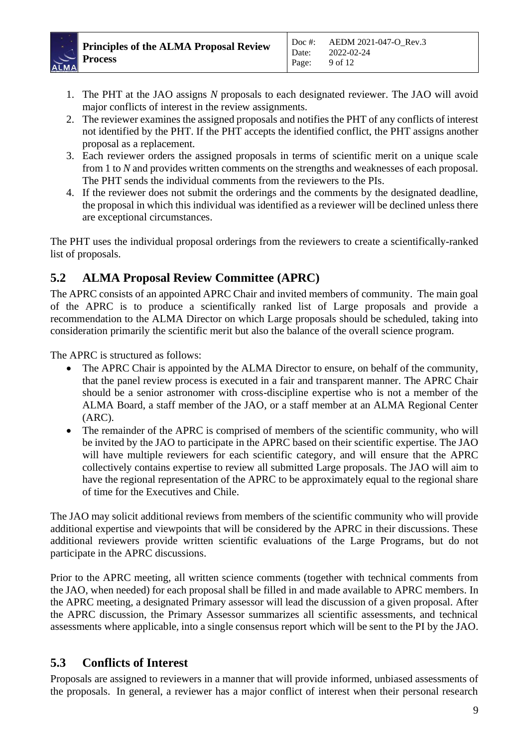1. The PHT at the JAO assigns *N* proposals to each designated reviewer. The JAO will avoid major conflicts of interest in the review assignments.
2. The reviewer examines the assigned proposals and notifies the PHT of any conflicts of interest not identified by the PHT. If the PHT accepts the identified conflict, the PHT assigns another proposal as a replacement.
3. Each reviewer orders the assigned proposals in terms of scientific merit on a unique scale from 1 to *N* and provides written comments on the strengths and weaknesses of each proposal. The PHT sends the individual comments from the reviewers to the PIs.
4. If the reviewer does not submit the orderings and the comments by the designated deadline, the proposal in which this individual was identified as a reviewer will be declined unless there are exceptional circumstances.

The PHT uses the individual proposal orderings from the reviewers to create a scientifically-ranked list of proposals.

## 5.2 ALMA Proposal Review Committee (APRC)

The APRC consists of an appointed APRC Chair and invited members of community. The main goal of the APRC is to produce a scientifically ranked list of Large proposals and provide a recommendation to the ALMA Director on which Large proposals should be scheduled, taking into consideration primarily the scientific merit but also the balance of the overall science program.

The APRC is structured as follows:

- The APRC Chair is appointed by the ALMA Director to ensure, on behalf of the community, that the panel review process is executed in a fair and transparent manner. The APRC Chair should be a senior astronomer with cross-discipline expertise who is not a member of the ALMA Board, a staff member of the JAO, or a staff member at an ALMA Regional Center (ARC).
- The remainder of the APRC is comprised of members of the scientific community, who will be invited by the JAO to participate in the APRC based on their scientific expertise. The JAO will have multiple reviewers for each scientific category, and will ensure that the APRC collectively contains expertise to review all submitted Large proposals. The JAO will aim to have the regional representation of the APRC to be approximately equal to the regional share of time for the Executives and Chile.

The JAO may solicit additional reviews from members of the scientific community who will provide additional expertise and viewpoints that will be considered by the APRC in their discussions. These additional reviewers provide written scientific evaluations of the Large Programs, but do not participate in the APRC discussions.

Prior to the APRC meeting, all written science comments (together with technical comments from the JAO, when needed) for each proposal shall be filled in and made available to APRC members. In the APRC meeting, a designated Primary assessor will lead the discussion of a given proposal. After the APRC discussion, the Primary Assessor summarizes all scientific assessments, and technical assessments where applicable, into a single consensus report which will be sent to the PI by the JAO.

## 5.3 Conflicts of Interest

Proposals are assigned to reviewers in a manner that will provide informed, unbiased assessments of the proposals. In general, a reviewer has a major conflict of interest when their personal research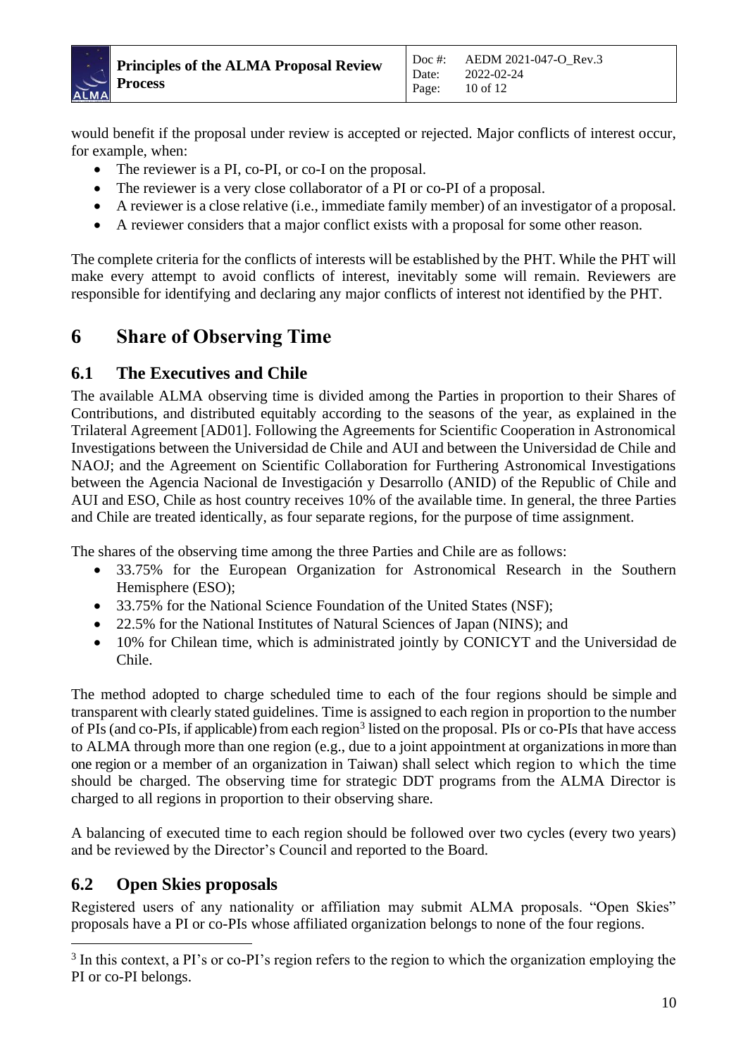would benefit if the proposal under review is accepted or rejected. Major conflicts of interest occur, for example, when:

- The reviewer is a PI, co-PI, or co-I on the proposal.
- The reviewer is a very close collaborator of a PI or co-PI of a proposal.
- A reviewer is a close relative (i.e., immediate family member) of an investigator of a proposal.
- A reviewer considers that a major conflict exists with a proposal for some other reason.

The complete criteria for the conflicts of interests will be established by the PHT. While the PHT will make every attempt to avoid conflicts of interest, inevitably some will remain. Reviewers are responsible for identifying and declaring any major conflicts of interest not identified by the PHT.

# 6 Share of Observing Time

## 6.1 The Executives and Chile

The available ALMA observing time is divided among the Parties in proportion to their Shares of Contributions, and distributed equitably according to the seasons of the year, as explained in the Trilateral Agreement [AD01]. Following the Agreements for Scientific Cooperation in Astronomical Investigations between the Universidad de Chile and AUI and between the Universidad de Chile and NAOJ; and the Agreement on Scientific Collaboration for Furthering Astronomical Investigations between the Agencia Nacional de Investigación y Desarrollo (ANID) of the Republic of Chile and AUI and ESO, Chile as host country receives 10% of the available time. In general, the three Parties and Chile are treated identically, as four separate regions, for the purpose of time assignment.

The shares of the observing time among the three Parties and Chile are as follows:

- 33.75% for the European Organization for Astronomical Research in the Southern Hemisphere (ESO);
- 33.75% for the National Science Foundation of the United States (NSF);
- 22.5% for the National Institutes of Natural Sciences of Japan (NINS); and
- 10% for Chilean time, which is administrated jointly by CONICYT and the Universidad de Chile.

The method adopted to charge scheduled time to each of the four regions should be simple and transparent with clearly stated guidelines. Time is assigned to each region in proportion to the number of PIs (and co-PIs, if applicable) from each region[3] listed on the proposal. PIs or co-PIs that have access to ALMA through more than one region (e.g., due to a joint appointment at organizations in more than one region or a member of an organization in Taiwan) shall select which region to which the time should be charged. The observing time for strategic DDT programs from the ALMA Director is charged to all regions in proportion to their observing share.

A balancing of executed time to each region should be followed over two cycles (every two years) and be reviewed by the Director's Council and reported to the Board.

## 6.2 Open Skies proposals

Registered users of any nationality or affiliation may submit ALMA proposals. "Open Skies" proposals have a PI or co-PIs whose affiliated organization belongs to none of the four regions.

[3] In this context, a PI's or co-PI's region refers to the region to which the organization employing the PI or co-PI belongs.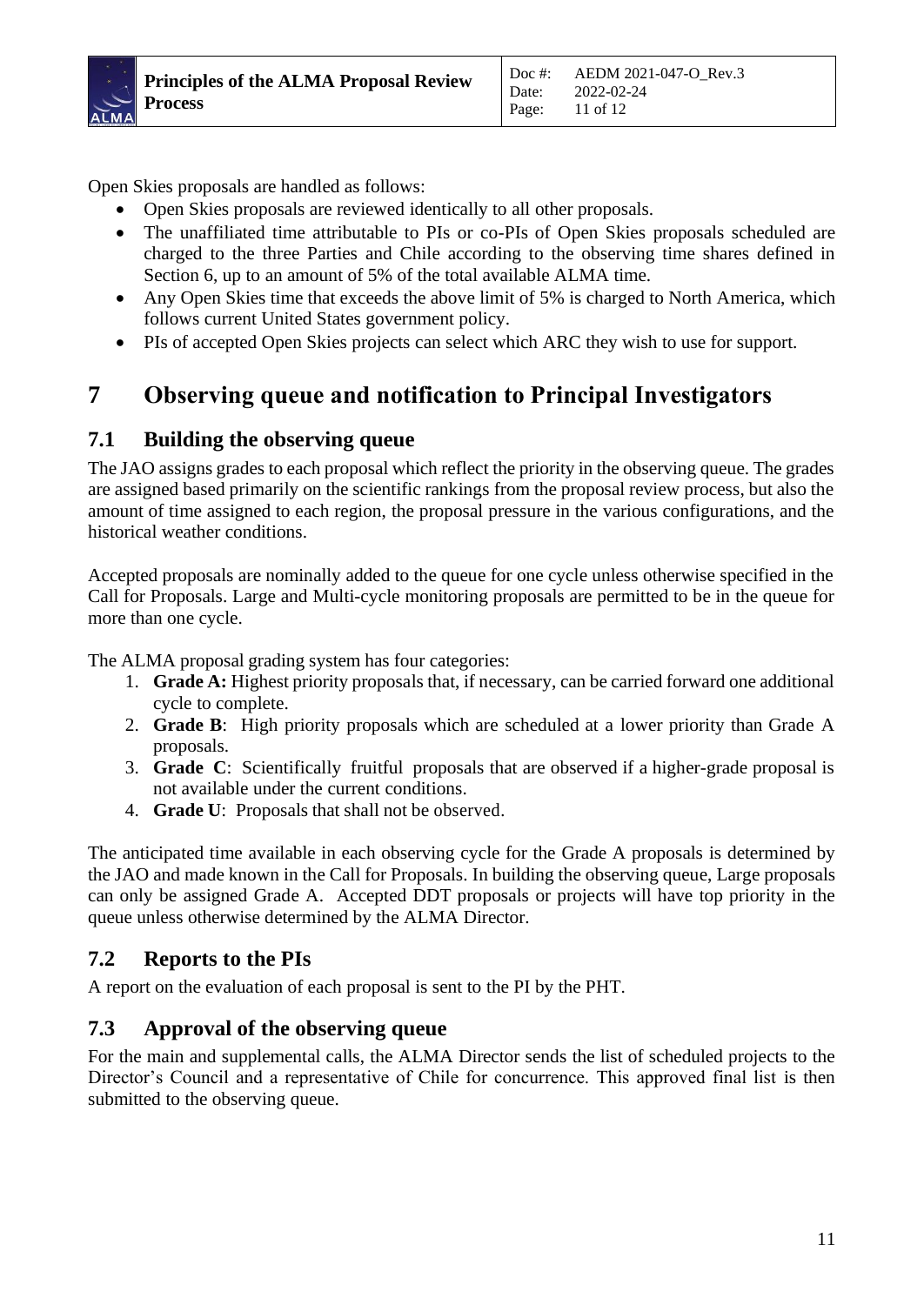Open Skies proposals are handled as follows:

- Open Skies proposals are reviewed identically to all other proposals.
- The unaffiliated time attributable to PIs or co-PIs of Open Skies proposals scheduled are charged to the three Parties and Chile according to the observing time shares defined in Section 6, up to an amount of 5% of the total available ALMA time.
- Any Open Skies time that exceeds the above limit of 5% is charged to North America, which follows current United States government policy.
- PIs of accepted Open Skies projects can select which ARC they wish to use for support.

# 7 Observing queue and notification to Principal Investigators

## 7.1 Building the observing queue

The JAO assigns grades to each proposal which reflect the priority in the observing queue. The grades are assigned based primarily on the scientific rankings from the proposal review process, but also the amount of time assigned to each region, the proposal pressure in the various configurations, and the historical weather conditions.

Accepted proposals are nominally added to the queue for one cycle unless otherwise specified in the Call for Proposals. Large and Multi-cycle monitoring proposals are permitted to be in the queue for more than one cycle.

The ALMA proposal grading system has four categories:

1. **Grade A:** Highest priority proposals that, if necessary, can be carried forward one additional cycle to complete.
2. **Grade B**: High priority proposals which are scheduled at a lower priority than Grade A proposals.
3. **Grade C**: Scientifically fruitful proposals that are observed if a higher-grade proposal is not available under the current conditions.
4. **Grade U**: Proposals that shall not be observed.

The anticipated time available in each observing cycle for the Grade A proposals is determined by the JAO and made known in the Call for Proposals. In building the observing queue, Large proposals can only be assigned Grade A. Accepted DDT proposals or projects will have top priority in the queue unless otherwise determined by the ALMA Director.

## 7.2 Reports to the PIs

A report on the evaluation of each proposal is sent to the PI by the PHT.

## 7.3 Approval of the observing queue

For the main and supplemental calls, the ALMA Director sends the list of scheduled projects to the Director's Council and a representative of Chile for concurrence. This approved final list is then submitted to the observing queue.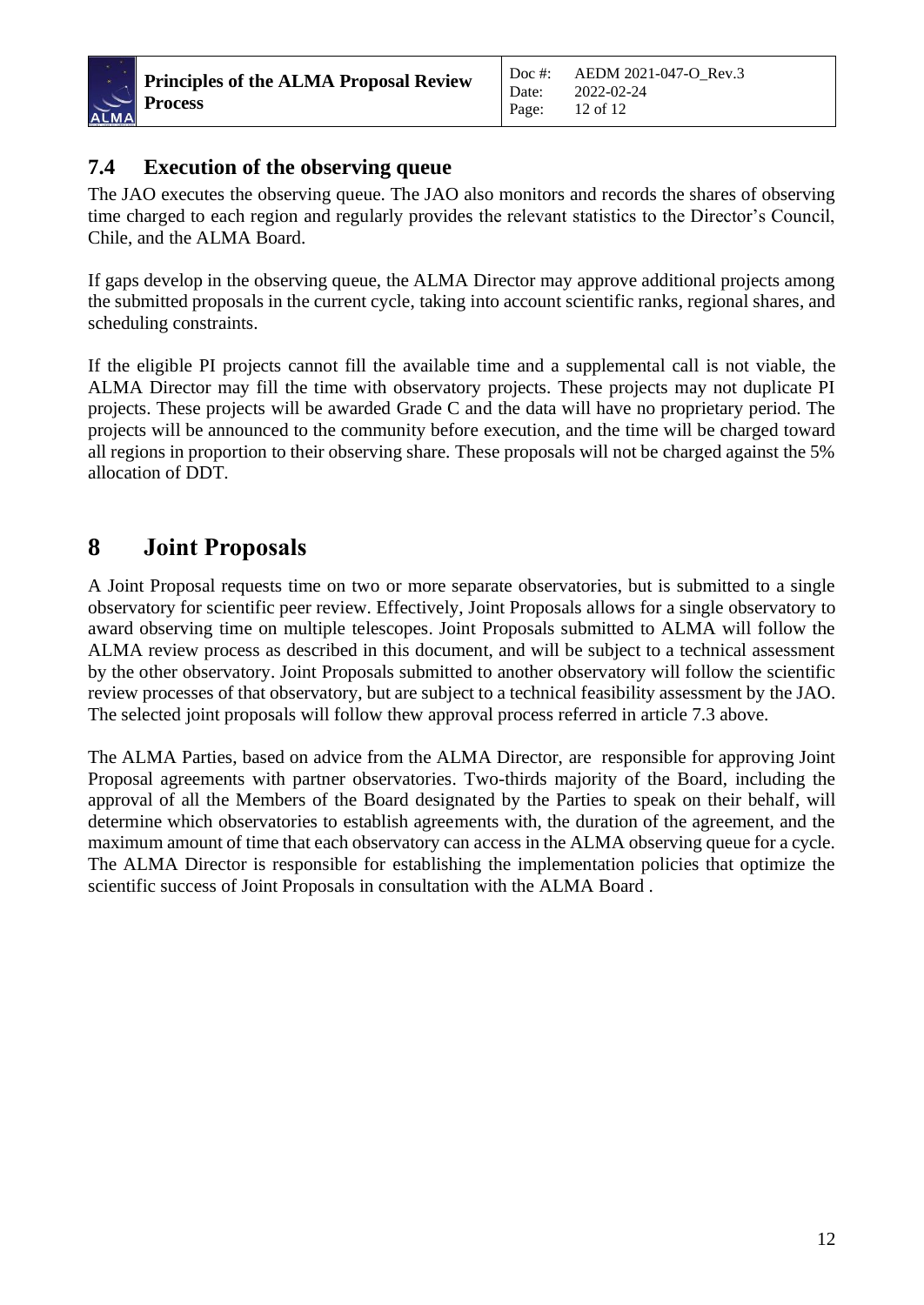## 7.4 Execution of the observing queue

The JAO executes the observing queue. The JAO also monitors and records the shares of observing time charged to each region and regularly provides the relevant statistics to the Director's Council, Chile, and the ALMA Board.

If gaps develop in the observing queue, the ALMA Director may approve additional projects among the submitted proposals in the current cycle, taking into account scientific ranks, regional shares, and scheduling constraints.

If the eligible PI projects cannot fill the available time and a supplemental call is not viable, the ALMA Director may fill the time with observatory projects. These projects may not duplicate PI projects. These projects will be awarded Grade C and the data will have no proprietary period. The projects will be announced to the community before execution, and the time will be charged toward all regions in proportion to their observing share. These proposals will not be charged against the 5% allocation of DDT.

# 8 Joint Proposals

A Joint Proposal requests time on two or more separate observatories, but is submitted to a single observatory for scientific peer review. Effectively, Joint Proposals allows for a single observatory to award observing time on multiple telescopes. Joint Proposals submitted to ALMA will follow the ALMA review process as described in this document, and will be subject to a technical assessment by the other observatory. Joint Proposals submitted to another observatory will follow the scientific review processes of that observatory, but are subject to a technical feasibility assessment by the JAO. The selected joint proposals will follow thew approval process referred in article 7.3 above.

The ALMA Parties, based on advice from the ALMA Director, are responsible for approving Joint Proposal agreements with partner observatories. Two-thirds majority of the Board, including the approval of all the Members of the Board designated by the Parties to speak on their behalf, will determine which observatories to establish agreements with, the duration of the agreement, and the maximum amount of time that each observatory can access in the ALMA observing queue for a cycle. The ALMA Director is responsible for establishing the implementation policies that optimize the scientific success of Joint Proposals in consultation with the ALMA Board .